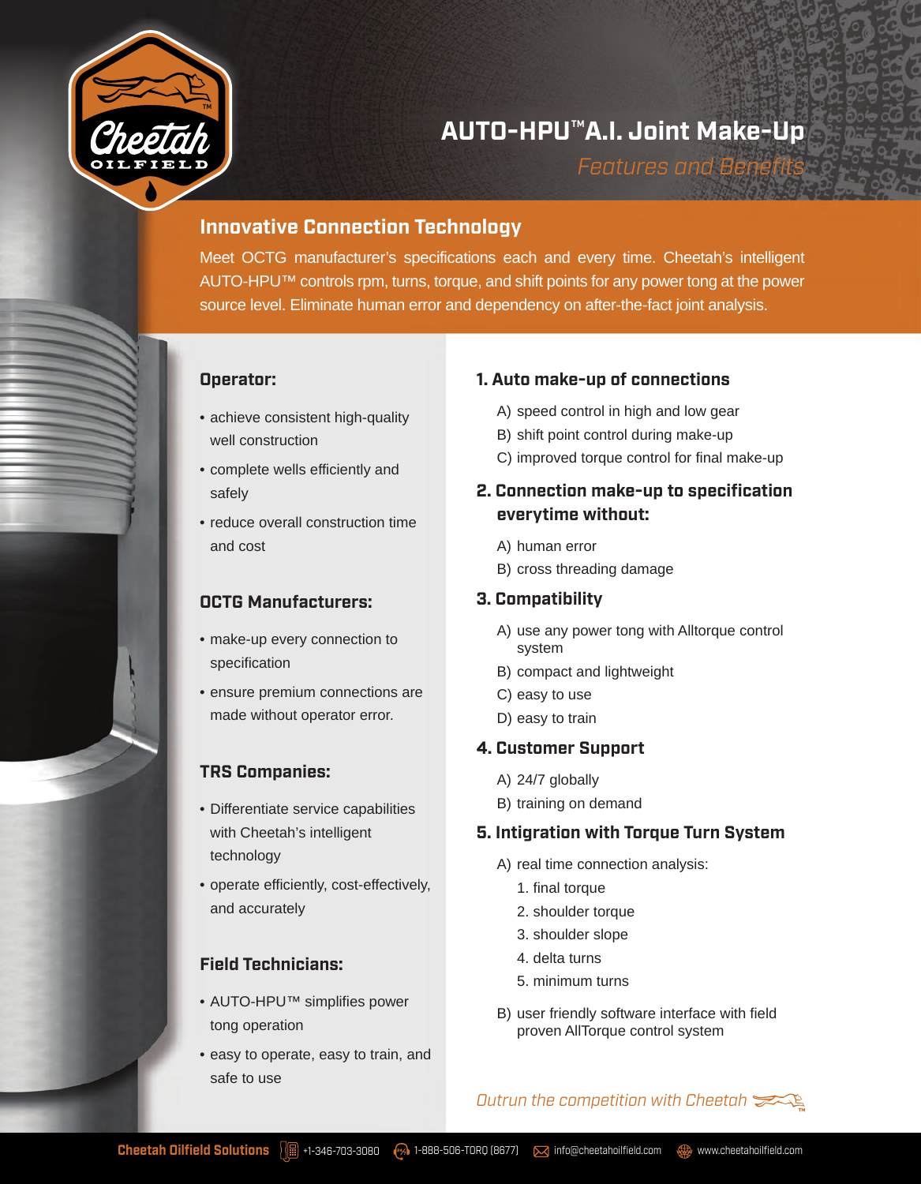# AUTO-HPU™A.I. Joint Make-Up

*Features and Benefits*

## Innovative Connection Technology

Meet OCTG manufacturer's specifications each and every time. Cheetah's intelligent AUTO-HPU™ controls rpm, turns, torque, and shift points for any power tong at the power source level. Eliminate human error and dependency on after-the-fact joint analysis.

### Operator:

- achieve consistent high-quality well construction
- complete wells efficiently and safely
- reduce overall construction time and cost

### OCTG Manufacturers:

- make-up every connection to specification
- ensure premium connections are made without operator error.

### TRS Companies:

- Differentiate service capabilities with Cheetah's intelligent technology
- operate efficiently, cost-effectively, and accurately

### Field Technicians:

- AUTO-HPU™ simplifies power tong operation
- easy to operate, easy to train, and safe to use

### 1. Auto make-up of connections

A) speed control in high and low gear
B) shift point control during make-up
C) improved torque control for final make-up

### 2. Connection make-up to specification everytime without:

A) human error
B) cross threading damage

### 3. Compatibility

A) use any power tong with Alltorque control system
B) compact and lightweight
C) easy to use
D) easy to train

### 4. Customer Support

A) 24/7 globally
B) training on demand

### 5. Intigration with Torque Turn System

A) real time connection analysis:

1. final torque
2. shoulder torque
3. shoulder slope
4. delta turns
5. minimum turns

B) user friendly software interface with field proven AllTorque control system

*Outrun the competition with Cheetah*

**Cheetah Oilfield Solutions** +1-346-703-3080 1-888-506-TORQ (8677) info@cheetahoilfield.com www.cheetahoilfield.com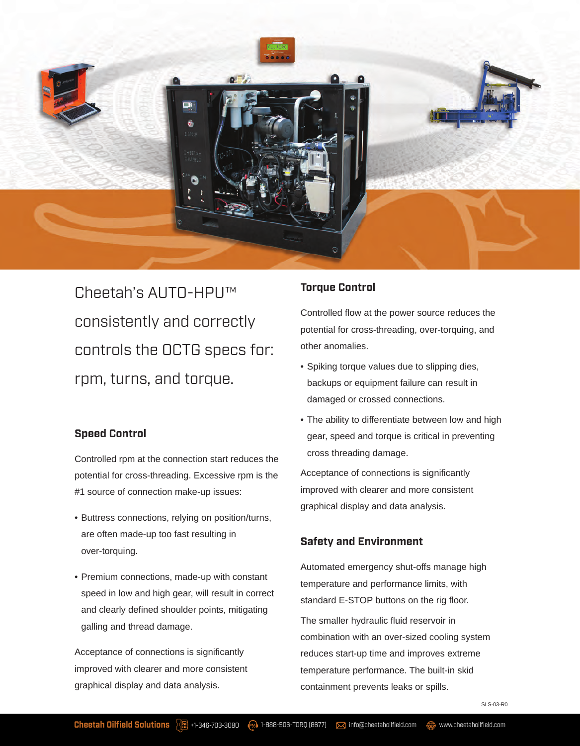Cheetah's AUTO-HPU™ consistently and correctly controls the OCTG specs for: rpm, turns, and torque.

## Speed Control

Controlled rpm at the connection start reduces the potential for cross-threading. Excessive rpm is the #1 source of connection make-up issues:

- Buttress connections, relying on position/turns, are often made-up too fast resulting in over-torquing.
- Premium connections, made-up with constant speed in low and high gear, will result in correct and clearly defined shoulder points, mitigating galling and thread damage.

Acceptance of connections is significantly improved with clearer and more consistent graphical display and data analysis.

## Torque Control

Controlled flow at the power source reduces the potential for cross-threading, over-torquing, and other anomalies.

- Spiking torque values due to slipping dies, backups or equipment failure can result in damaged or crossed connections.
- The ability to differentiate between low and high gear, speed and torque is critical in preventing cross threading damage.

Acceptance of connections is significantly improved with clearer and more consistent graphical display and data analysis.

## Safety and Environment

Automated emergency shut-offs manage high temperature and performance limits, with standard E-STOP buttons on the rig floor.

The smaller hydraulic fluid reservoir in combination with an over-sized cooling system reduces start-up time and improves extreme temperature performance. The built-in skid containment prevents leaks or spills.

SLS-03-R0

**Cheetah Oilfield Solutions** +1-346-703-3080 1-888-506-TORQ (8677) info@cheetahoilfield.com www.cheetahoilfield.com